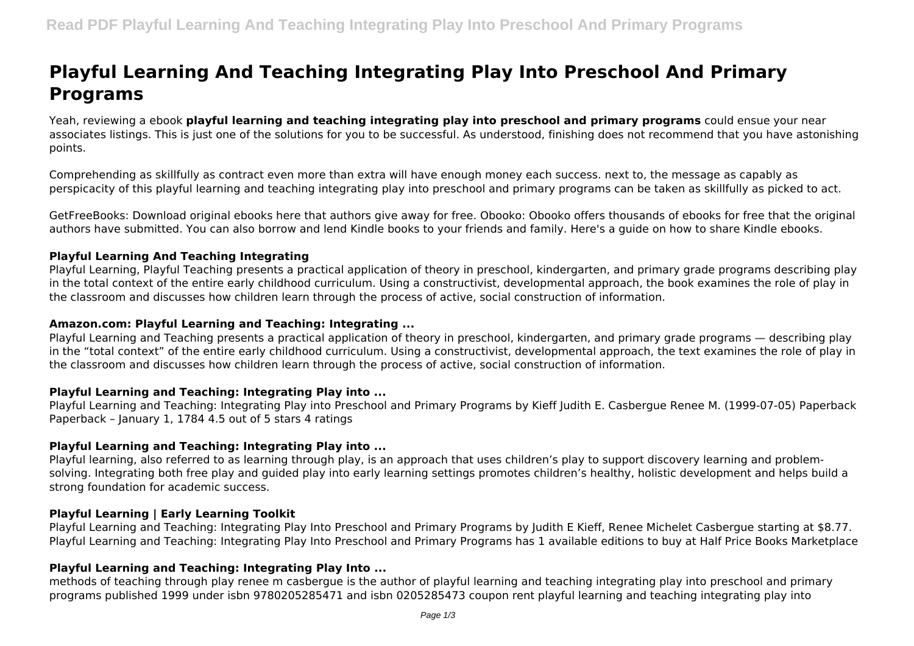# Playful Learning And Teaching Integrating Play Into Preschool And Primary Programs

Yeah, reviewing a ebook **playful learning and teaching integrating play into preschool and primary programs** could ensue your near associates listings. This is just one of the solutions for you to be successful. As understood, finishing does not recommend that you have astonishing points.

Comprehending as skillfully as contract even more than extra will have enough money each success. next to, the message as capably as perspicacity of this playful learning and teaching integrating play into preschool and primary programs can be taken as skillfully as picked to act.

GetFreeBooks: Download original ebooks here that authors give away for free. Obooko: Obooko offers thousands of ebooks for free that the original authors have submitted. You can also borrow and lend Kindle books to your friends and family. Here's a guide on how to share Kindle ebooks.

### Playful Learning And Teaching Integrating

Playful Learning, Playful Teaching presents a practical application of theory in preschool, kindergarten, and primary grade programs describing play in the total context of the entire early childhood curriculum. Using a constructivist, developmental approach, the book examines the role of play in the classroom and discusses how children learn through the process of active, social construction of information.

### Amazon.com: Playful Learning and Teaching: Integrating ...

Playful Learning and Teaching presents a practical application of theory in preschool, kindergarten, and primary grade programs — describing play in the "total context" of the entire early childhood curriculum. Using a constructivist, developmental approach, the text examines the role of play in the classroom and discusses how children learn through the process of active, social construction of information.

### Playful Learning and Teaching: Integrating Play into ...

Playful Learning and Teaching: Integrating Play into Preschool and Primary Programs by Kieff Judith E. Casbergue Renee M. (1999-07-05) Paperback Paperback – January 1, 1784 4.5 out of 5 stars 4 ratings

### Playful Learning and Teaching: Integrating Play into ...

Playful learning, also referred to as learning through play, is an approach that uses children's play to support discovery learning and problem-solving. Integrating both free play and guided play into early learning settings promotes children's healthy, holistic development and helps build a strong foundation for academic success.

### Playful Learning | Early Learning Toolkit

Playful Learning and Teaching: Integrating Play Into Preschool and Primary Programs by Judith E Kieff, Renee Michelet Casbergue starting at $8.77. Playful Learning and Teaching: Integrating Play Into Preschool and Primary Programs has 1 available editions to buy at Half Price Books Marketplace

### Playful Learning and Teaching: Integrating Play Into ...

methods of teaching through play renee m casbergue is the author of playful learning and teaching integrating play into preschool and primary programs published 1999 under isbn 9780205285471 and isbn 0205285473 coupon rent playful learning and teaching integrating play into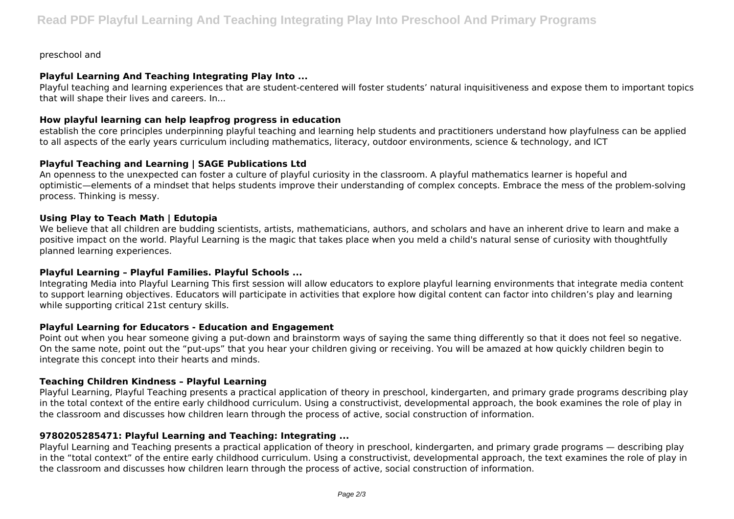preschool and

### Playful Learning And Teaching Integrating Play Into ...

Playful teaching and learning experiences that are student-centered will foster students' natural inquisitiveness and expose them to important topics that will shape their lives and careers. In...

### How playful learning can help leapfrog progress in education

establish the core principles underpinning playful teaching and learning help students and practitioners understand how playfulness can be applied to all aspects of the early years curriculum including mathematics, literacy, outdoor environments, science & technology, and ICT

### Playful Teaching and Learning | SAGE Publications Ltd

An openness to the unexpected can foster a culture of playful curiosity in the classroom. A playful mathematics learner is hopeful and optimistic—elements of a mindset that helps students improve their understanding of complex concepts. Embrace the mess of the problem-solving process. Thinking is messy.

### Using Play to Teach Math | Edutopia

We believe that all children are budding scientists, artists, mathematicians, authors, and scholars and have an inherent drive to learn and make a positive impact on the world. Playful Learning is the magic that takes place when you meld a child's natural sense of curiosity with thoughtfully planned learning experiences.

### Playful Learning – Playful Families. Playful Schools ...

Integrating Media into Playful Learning This first session will allow educators to explore playful learning environments that integrate media content to support learning objectives. Educators will participate in activities that explore how digital content can factor into children's play and learning while supporting critical 21st century skills.

### Playful Learning for Educators - Education and Engagement

Point out when you hear someone giving a put-down and brainstorm ways of saying the same thing differently so that it does not feel so negative. On the same note, point out the "put-ups" that you hear your children giving or receiving. You will be amazed at how quickly children begin to integrate this concept into their hearts and minds.

### Teaching Children Kindness – Playful Learning

Playful Learning, Playful Teaching presents a practical application of theory in preschool, kindergarten, and primary grade programs describing play in the total context of the entire early childhood curriculum. Using a constructivist, developmental approach, the book examines the role of play in the classroom and discusses how children learn through the process of active, social construction of information.

### 9780205285471: Playful Learning and Teaching: Integrating ...

Playful Learning and Teaching presents a practical application of theory in preschool, kindergarten, and primary grade programs — describing play in the "total context" of the entire early childhood curriculum. Using a constructivist, developmental approach, the text examines the role of play in the classroom and discusses how children learn through the process of active, social construction of information.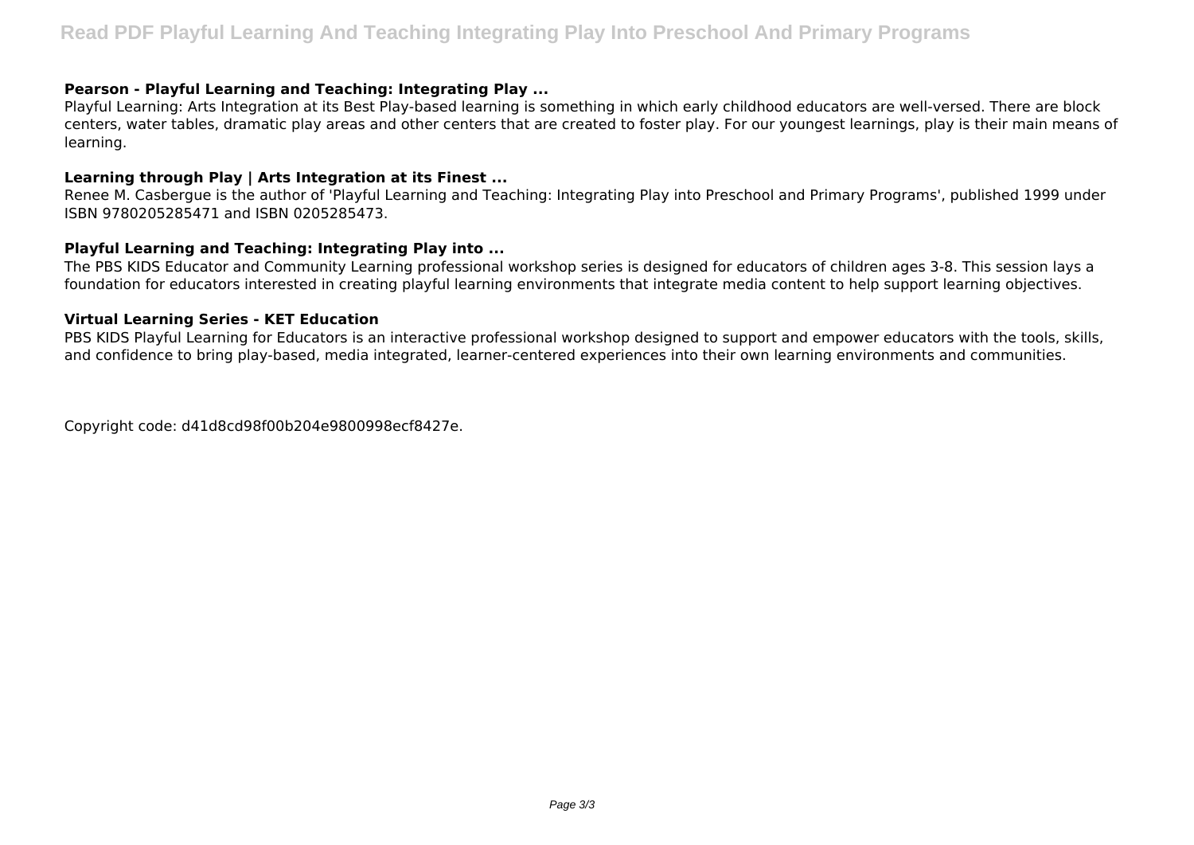**Pearson - Playful Learning and Teaching: Integrating Play ...**

Playful Learning: Arts Integration at its Best Play-based learning is something in which early childhood educators are well-versed. There are block centers, water tables, dramatic play areas and other centers that are created to foster play. For our youngest learnings, play is their main means of learning.

**Learning through Play | Arts Integration at its Finest ...**

Renee M. Casbergue is the author of 'Playful Learning and Teaching: Integrating Play into Preschool and Primary Programs', published 1999 under ISBN 9780205285471 and ISBN 0205285473.

**Playful Learning and Teaching: Integrating Play into ...**

The PBS KIDS Educator and Community Learning professional workshop series is designed for educators of children ages 3-8. This session lays a foundation for educators interested in creating playful learning environments that integrate media content to help support learning objectives.

**Virtual Learning Series - KET Education**

PBS KIDS Playful Learning for Educators is an interactive professional workshop designed to support and empower educators with the tools, skills, and confidence to bring play-based, media integrated, learner-centered experiences into their own learning environments and communities.

Copyright code: d41d8cd98f00b204e9800998ecf8427e.